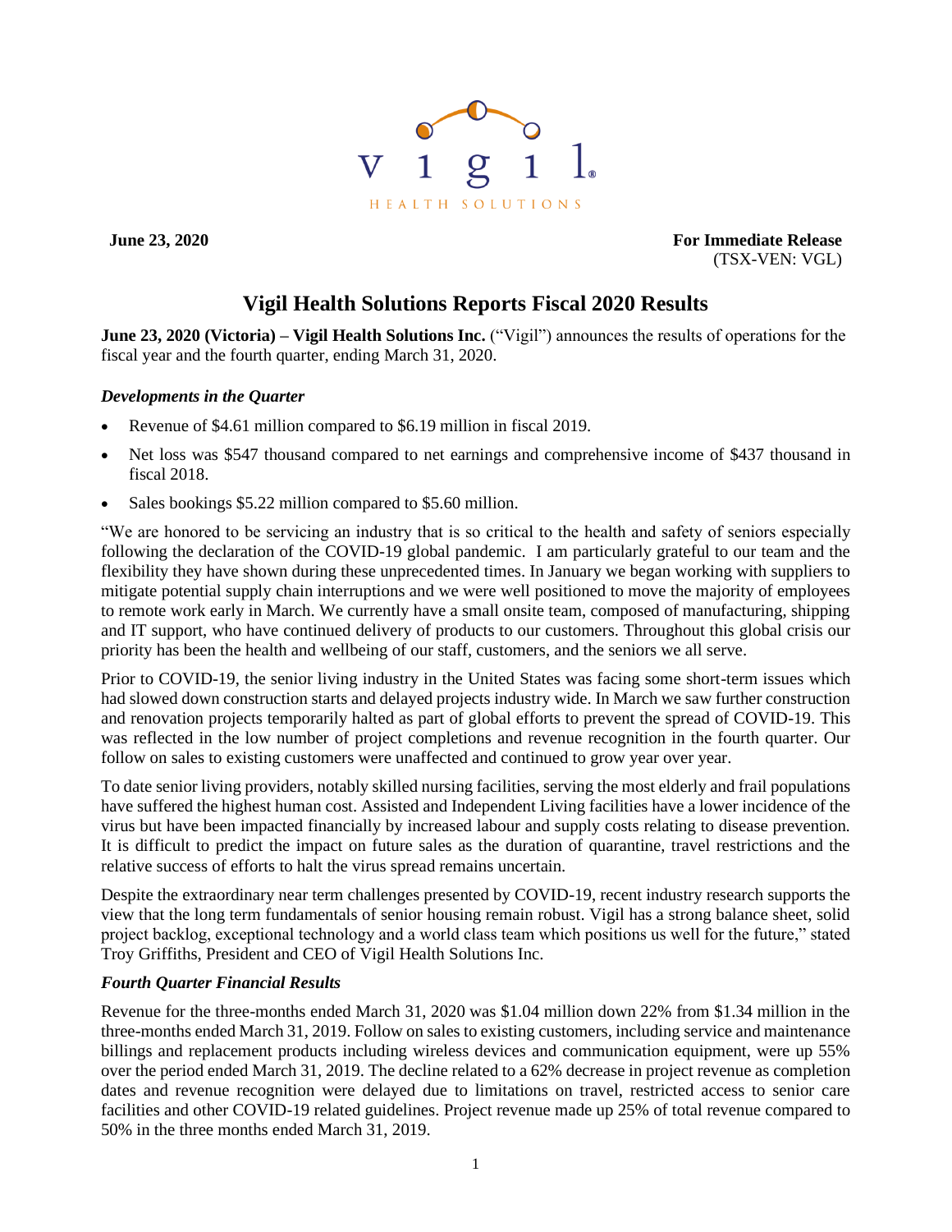vigil

HEALTH SOLUTIONS

**June 23, 2020**

**For Immediate Release**
(TSX-VEN: VGL)

# Vigil Health Solutions Reports Fiscal 2020 Results

**June 23, 2020 (Victoria) – Vigil Health Solutions Inc.** ("Vigil") announces the results of operations for the fiscal year and the fourth quarter, ending March 31, 2020.

### *Developments in the Quarter*

- Revenue of $4.61 million compared to $6.19 million in fiscal 2019.
- Net loss was $547 thousand compared to net earnings and comprehensive income of $437 thousand in fiscal 2018.
- Sales bookings $5.22 million compared to $5.60 million.

"We are honored to be servicing an industry that is so critical to the health and safety of seniors especially following the declaration of the COVID-19 global pandemic. I am particularly grateful to our team and the flexibility they have shown during these unprecedented times. In January we began working with suppliers to mitigate potential supply chain interruptions and we were well positioned to move the majority of employees to remote work early in March. We currently have a small onsite team, composed of manufacturing, shipping and IT support, who have continued delivery of products to our customers. Throughout this global crisis our priority has been the health and wellbeing of our staff, customers, and the seniors we all serve.

Prior to COVID-19, the senior living industry in the United States was facing some short-term issues which had slowed down construction starts and delayed projects industry wide. In March we saw further construction and renovation projects temporarily halted as part of global efforts to prevent the spread of COVID-19. This was reflected in the low number of project completions and revenue recognition in the fourth quarter. Our follow on sales to existing customers were unaffected and continued to grow year over year.

To date senior living providers, notably skilled nursing facilities, serving the most elderly and frail populations have suffered the highest human cost. Assisted and Independent Living facilities have a lower incidence of the virus but have been impacted financially by increased labour and supply costs relating to disease prevention. It is difficult to predict the impact on future sales as the duration of quarantine, travel restrictions and the relative success of efforts to halt the virus spread remains uncertain.

Despite the extraordinary near term challenges presented by COVID-19, recent industry research supports the view that the long term fundamentals of senior housing remain robust. Vigil has a strong balance sheet, solid project backlog, exceptional technology and a world class team which positions us well for the future," stated Troy Griffiths, President and CEO of Vigil Health Solutions Inc.

### *Fourth Quarter Financial Results*

Revenue for the three-months ended March 31, 2020 was $1.04 million down 22% from $1.34 million in the three-months ended March 31, 2019. Follow on sales to existing customers, including service and maintenance billings and replacement products including wireless devices and communication equipment, were up 55% over the period ended March 31, 2019. The decline related to a 62% decrease in project revenue as completion dates and revenue recognition were delayed due to limitations on travel, restricted access to senior care facilities and other COVID-19 related guidelines. Project revenue made up 25% of total revenue compared to 50% in the three months ended March 31, 2019.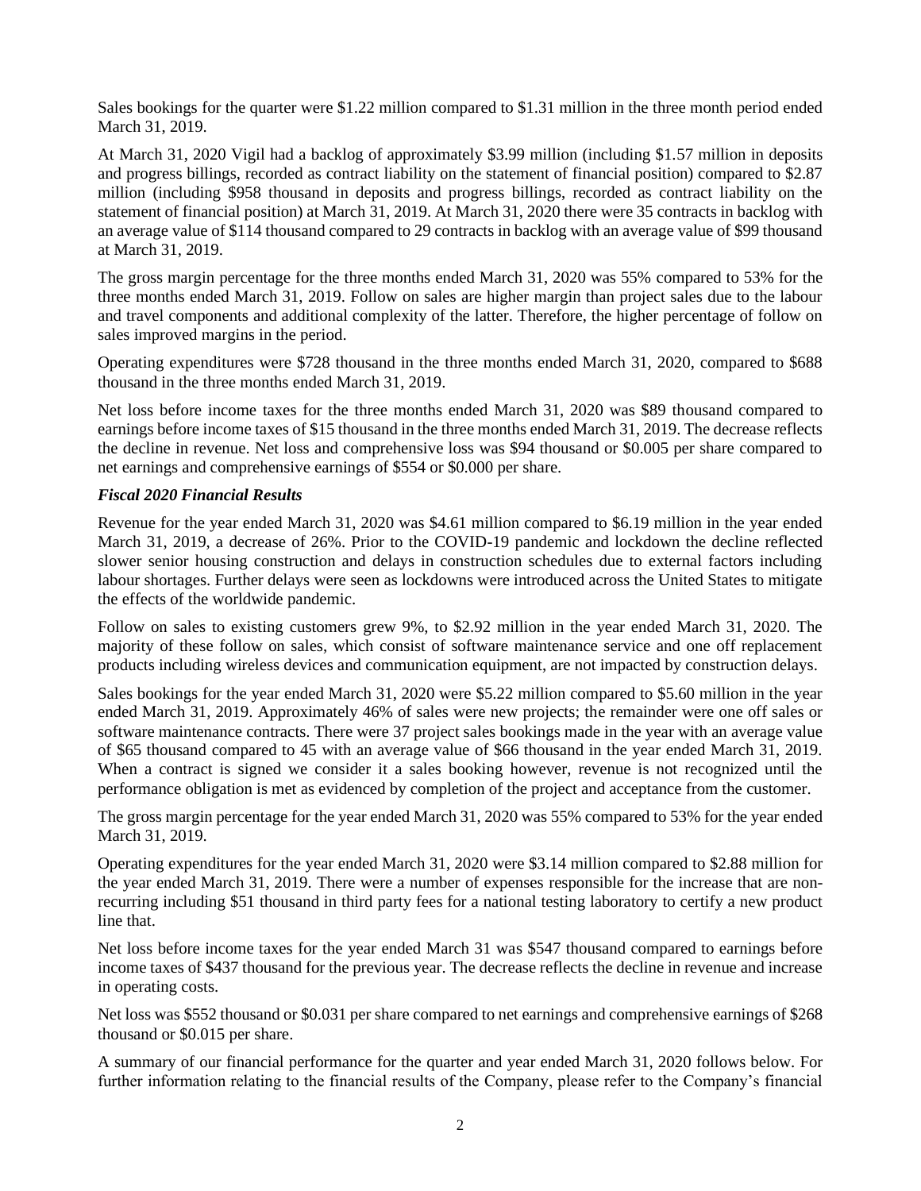Sales bookings for the quarter were $1.22 million compared to $1.31 million in the three month period ended March 31, 2019.

At March 31, 2020 Vigil had a backlog of approximately $3.99 million (including $1.57 million in deposits and progress billings, recorded as contract liability on the statement of financial position) compared to $2.87 million (including $958 thousand in deposits and progress billings, recorded as contract liability on the statement of financial position) at March 31, 2019. At March 31, 2020 there were 35 contracts in backlog with an average value of $114 thousand compared to 29 contracts in backlog with an average value of $99 thousand at March 31, 2019.

The gross margin percentage for the three months ended March 31, 2020 was 55% compared to 53% for the three months ended March 31, 2019. Follow on sales are higher margin than project sales due to the labour and travel components and additional complexity of the latter. Therefore, the higher percentage of follow on sales improved margins in the period.

Operating expenditures were $728 thousand in the three months ended March 31, 2020, compared to $688 thousand in the three months ended March 31, 2019.

Net loss before income taxes for the three months ended March 31, 2020 was $89 thousand compared to earnings before income taxes of $15 thousand in the three months ended March 31, 2019. The decrease reflects the decline in revenue. Net loss and comprehensive loss was $94 thousand or $0.005 per share compared to net earnings and comprehensive earnings of $554 or $0.000 per share.

### *Fiscal 2020 Financial Results*

Revenue for the year ended March 31, 2020 was $4.61 million compared to $6.19 million in the year ended March 31, 2019, a decrease of 26%. Prior to the COVID-19 pandemic and lockdown the decline reflected slower senior housing construction and delays in construction schedules due to external factors including labour shortages. Further delays were seen as lockdowns were introduced across the United States to mitigate the effects of the worldwide pandemic.

Follow on sales to existing customers grew 9%, to $2.92 million in the year ended March 31, 2020. The majority of these follow on sales, which consist of software maintenance service and one off replacement products including wireless devices and communication equipment, are not impacted by construction delays.

Sales bookings for the year ended March 31, 2020 were $5.22 million compared to $5.60 million in the year ended March 31, 2019. Approximately 46% of sales were new projects; the remainder were one off sales or software maintenance contracts. There were 37 project sales bookings made in the year with an average value of $65 thousand compared to 45 with an average value of $66 thousand in the year ended March 31, 2019. When a contract is signed we consider it a sales booking however, revenue is not recognized until the performance obligation is met as evidenced by completion of the project and acceptance from the customer.

The gross margin percentage for the year ended March 31, 2020 was 55% compared to 53% for the year ended March 31, 2019.

Operating expenditures for the year ended March 31, 2020 were $3.14 million compared to $2.88 million for the year ended March 31, 2019. There were a number of expenses responsible for the increase that are non-recurring including $51 thousand in third party fees for a national testing laboratory to certify a new product line that.

Net loss before income taxes for the year ended March 31 was $547 thousand compared to earnings before income taxes of $437 thousand for the previous year. The decrease reflects the decline in revenue and increase in operating costs.

Net loss was $552 thousand or $0.031 per share compared to net earnings and comprehensive earnings of $268 thousand or $0.015 per share.

A summary of our financial performance for the quarter and year ended March 31, 2020 follows below. For further information relating to the financial results of the Company, please refer to the Company's financial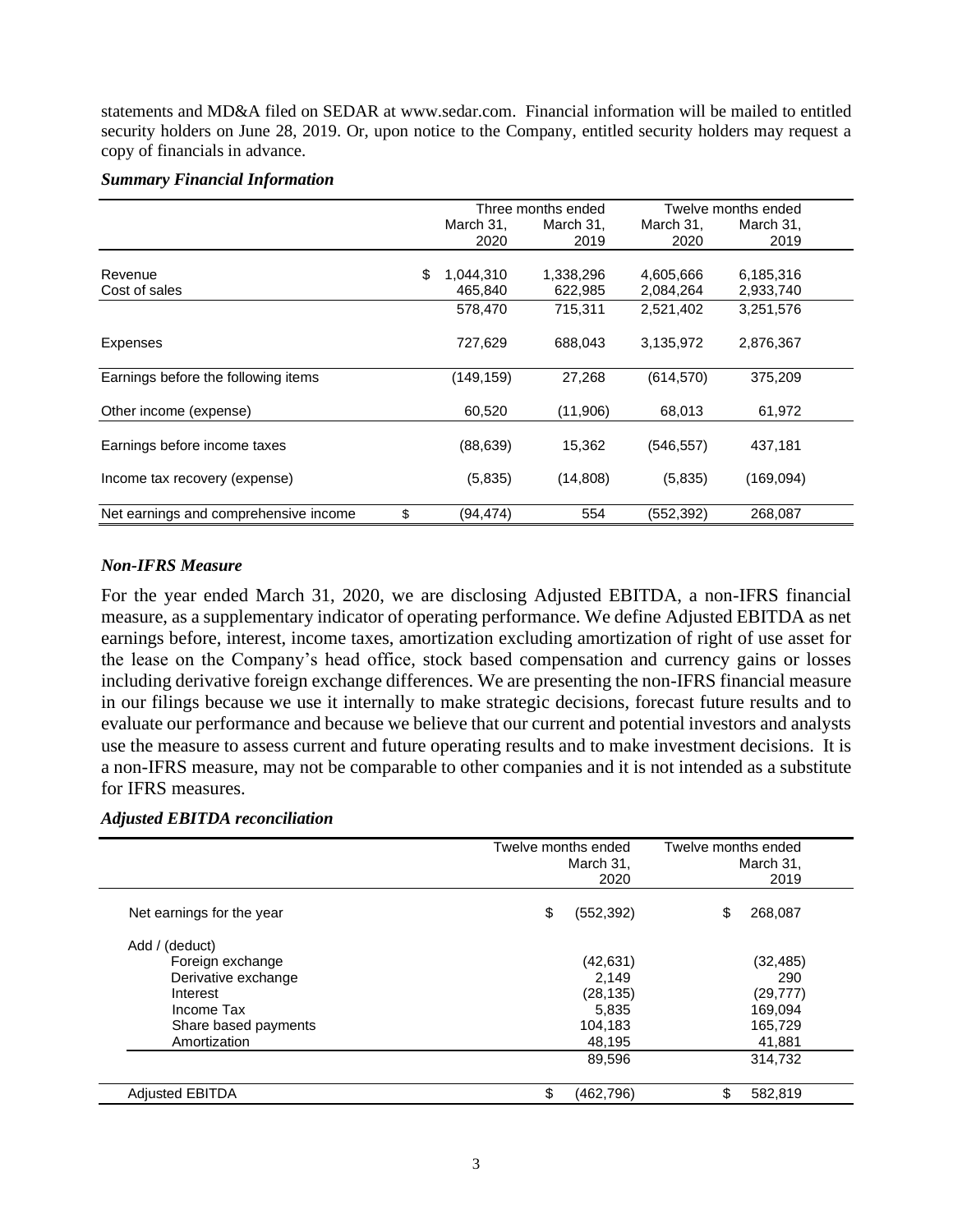statements and MD&A filed on SEDAR at www.sedar.com. Financial information will be mailed to entitled security holders on June 28, 2019. Or, upon notice to the Company, entitled security holders may request a copy of financials in advance.

***Summary Financial Information***

| | Three months ended | | Twelve months ended | |
|---|---|---|---|---|
| | March 31, 2020 | March 31, 2019 | March 31, 2020 | March 31, 2019 |
| Revenue | $ 1,044,310 | 1,338,296 | 4,605,666 | 6,185,316 |
| Cost of sales | 465,840 | 622,985 | 2,084,264 | 2,933,740 |
| | 578,470 | 715,311 | 2,521,402 | 3,251,576 |
| Expenses | 727,629 | 688,043 | 3,135,972 | 2,876,367 |
| Earnings before the following items | (149,159) | 27,268 | (614,570) | 375,209 |
| Other income (expense) | 60,520 | (11,906) | 68,013 | 61,972 |
| Earnings before income taxes | (88,639) | 15,362 | (546,557) | 437,181 |
| Income tax recovery (expense) | (5,835) | (14,808) | (5,835) | (169,094) |
| Net earnings and comprehensive income | $ (94,474) | 554 | (552,392) | 268,087 |

***Non-IFRS Measure***

For the year ended March 31, 2020, we are disclosing Adjusted EBITDA, a non-IFRS financial measure, as a supplementary indicator of operating performance. We define Adjusted EBITDA as net earnings before, interest, income taxes, amortization excluding amortization of right of use asset for the lease on the Company's head office, stock based compensation and currency gains or losses including derivative foreign exchange differences. We are presenting the non-IFRS financial measure in our filings because we use it internally to make strategic decisions, forecast future results and to evaluate our performance and because we believe that our current and potential investors and analysts use the measure to assess current and future operating results and to make investment decisions. It is a non-IFRS measure, may not be comparable to other companies and it is not intended as a substitute for IFRS measures.

***Adjusted EBITDA reconciliation***

| | Twelve months ended March 31, 2020 | Twelve months ended March 31, 2019 |
|---|---|---|
| Net earnings for the year | $ (552,392) | $ 268,087 |
| Add / (deduct) | | |
| Foreign exchange | (42,631) | (32,485) |
| Derivative exchange | 2,149 | 290 |
| Interest | (28,135) | (29,777) |
| Income Tax | 5,835 | 169,094 |
| Share based payments | 104,183 | 165,729 |
| Amortization | 48,195 | 41,881 |
| | 89,596 | 314,732 |
| Adjusted EBITDA | $ (462,796) | $ 582,819 |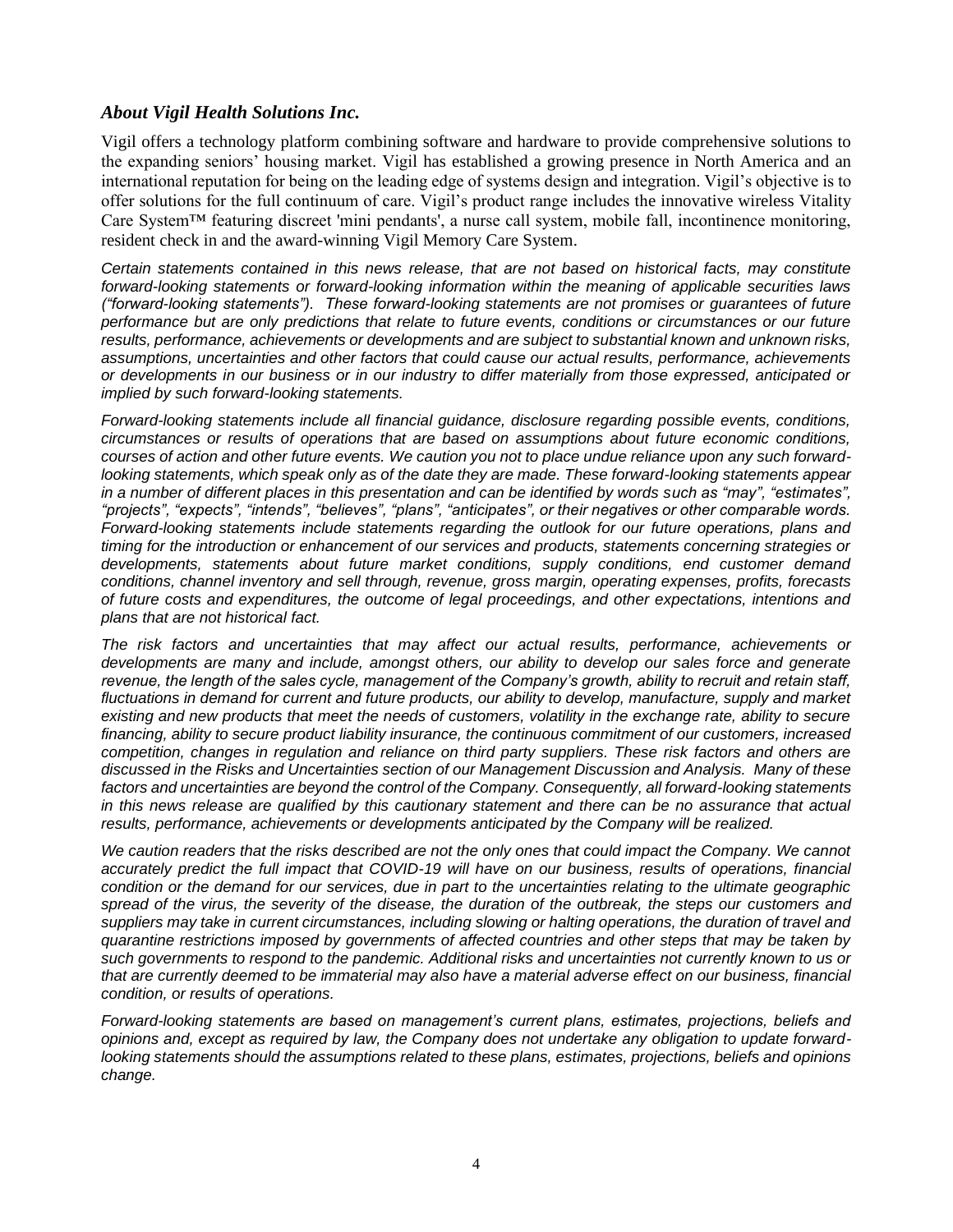### *About Vigil Health Solutions Inc.*

Vigil offers a technology platform combining software and hardware to provide comprehensive solutions to the expanding seniors' housing market. Vigil has established a growing presence in North America and an international reputation for being on the leading edge of systems design and integration. Vigil's objective is to offer solutions for the full continuum of care. Vigil's product range includes the innovative wireless Vitality Care System™ featuring discreet 'mini pendants', a nurse call system, mobile fall, incontinence monitoring, resident check in and the award-winning Vigil Memory Care System.

*Certain statements contained in this news release, that are not based on historical facts, may constitute forward-looking statements or forward-looking information within the meaning of applicable securities laws ("forward-looking statements"). These forward-looking statements are not promises or guarantees of future performance but are only predictions that relate to future events, conditions or circumstances or our future results, performance, achievements or developments and are subject to substantial known and unknown risks, assumptions, uncertainties and other factors that could cause our actual results, performance, achievements or developments in our business or in our industry to differ materially from those expressed, anticipated or implied by such forward-looking statements.*

*Forward-looking statements include all financial guidance, disclosure regarding possible events, conditions, circumstances or results of operations that are based on assumptions about future economic conditions, courses of action and other future events. We caution you not to place undue reliance upon any such forward-looking statements, which speak only as of the date they are made. These forward-looking statements appear in a number of different places in this presentation and can be identified by words such as "may", "estimates", "projects", "expects", "intends", "believes", "plans", "anticipates", or their negatives or other comparable words. Forward-looking statements include statements regarding the outlook for our future operations, plans and timing for the introduction or enhancement of our services and products, statements concerning strategies or developments, statements about future market conditions, supply conditions, end customer demand conditions, channel inventory and sell through, revenue, gross margin, operating expenses, profits, forecasts of future costs and expenditures, the outcome of legal proceedings, and other expectations, intentions and plans that are not historical fact.*

*The risk factors and uncertainties that may affect our actual results, performance, achievements or developments are many and include, amongst others, our ability to develop our sales force and generate revenue, the length of the sales cycle, management of the Company's growth, ability to recruit and retain staff, fluctuations in demand for current and future products, our ability to develop, manufacture, supply and market existing and new products that meet the needs of customers, volatility in the exchange rate, ability to secure financing, ability to secure product liability insurance, the continuous commitment of our customers, increased competition, changes in regulation and reliance on third party suppliers. These risk factors and others are discussed in the Risks and Uncertainties section of our Management Discussion and Analysis. Many of these factors and uncertainties are beyond the control of the Company. Consequently, all forward-looking statements in this news release are qualified by this cautionary statement and there can be no assurance that actual results, performance, achievements or developments anticipated by the Company will be realized.*

*We caution readers that the risks described are not the only ones that could impact the Company. We cannot accurately predict the full impact that COVID-19 will have on our business, results of operations, financial condition or the demand for our services, due in part to the uncertainties relating to the ultimate geographic spread of the virus, the severity of the disease, the duration of the outbreak, the steps our customers and suppliers may take in current circumstances, including slowing or halting operations, the duration of travel and quarantine restrictions imposed by governments of affected countries and other steps that may be taken by such governments to respond to the pandemic. Additional risks and uncertainties not currently known to us or that are currently deemed to be immaterial may also have a material adverse effect on our business, financial condition, or results of operations.*

*Forward-looking statements are based on management's current plans, estimates, projections, beliefs and opinions and, except as required by law, the Company does not undertake any obligation to update forward-looking statements should the assumptions related to these plans, estimates, projections, beliefs and opinions change.*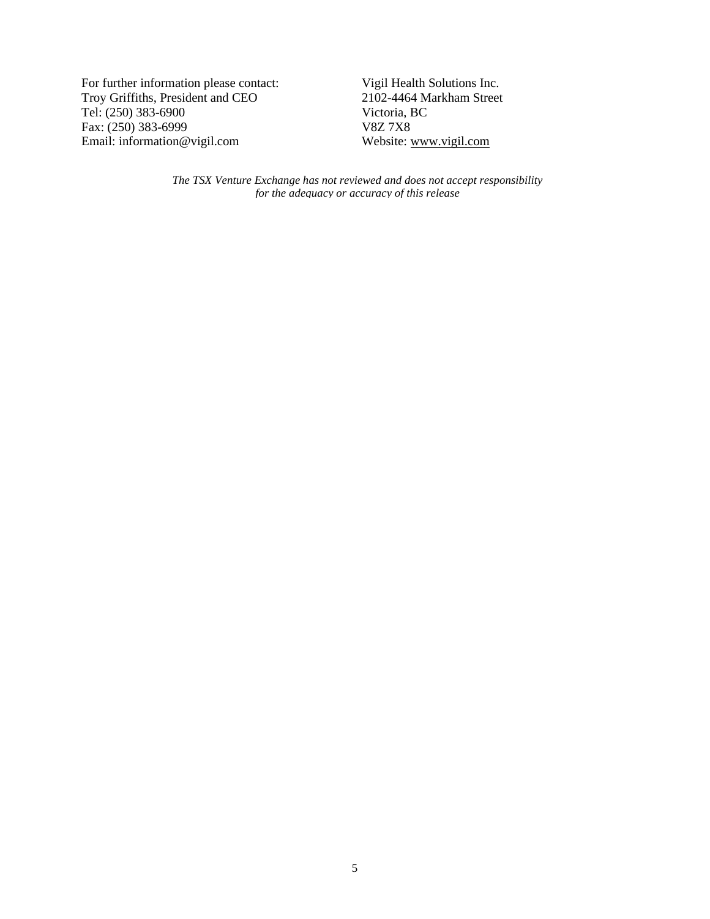For further information please contact:
Troy Griffiths, President and CEO
Tel: (250) 383-6900
Fax: (250) 383-6999
Email: information@vigil.com

Vigil Health Solutions Inc.
2102-4464 Markham Street
Victoria, BC
V8Z 7X8
Website: www.vigil.com

*The TSX Venture Exchange has not reviewed and does not accept responsibility for the adequacy or accuracy of this release*